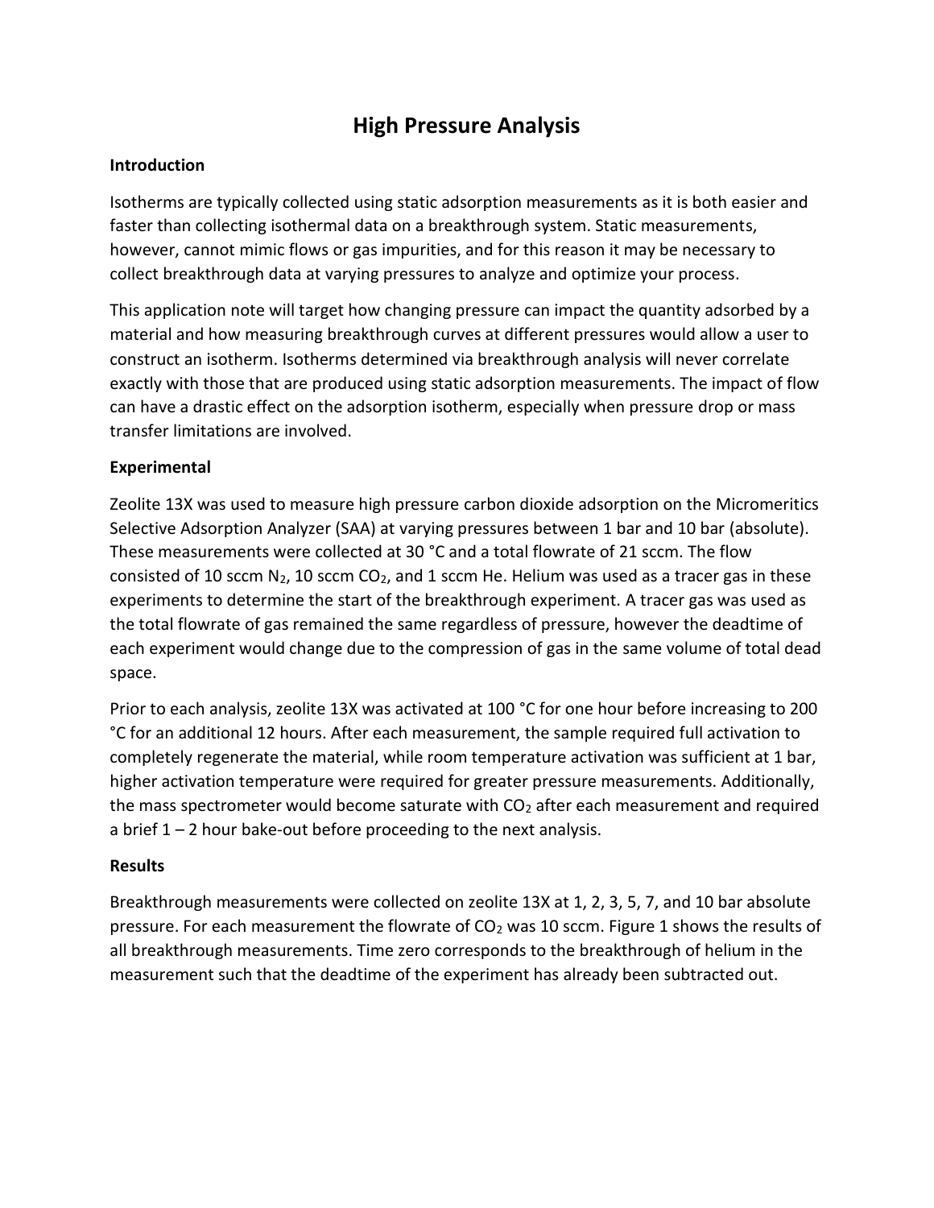# High Pressure Analysis

## Introduction

Isotherms are typically collected using static adsorption measurements as it is both easier and faster than collecting isothermal data on a breakthrough system. Static measurements, however, cannot mimic flows or gas impurities, and for this reason it may be necessary to collect breakthrough data at varying pressures to analyze and optimize your process.

This application note will target how changing pressure can impact the quantity adsorbed by a material and how measuring breakthrough curves at different pressures would allow a user to construct an isotherm. Isotherms determined via breakthrough analysis will never correlate exactly with those that are produced using static adsorption measurements. The impact of flow can have a drastic effect on the adsorption isotherm, especially when pressure drop or mass transfer limitations are involved.

## Experimental

Zeolite 13X was used to measure high pressure carbon dioxide adsorption on the Micromeritics Selective Adsorption Analyzer (SAA) at varying pressures between 1 bar and 10 bar (absolute). These measurements were collected at 30 °C and a total flowrate of 21 sccm. The flow consisted of 10 sccm $N_2$, 10 sccm $CO_2$, and 1 sccm He. Helium was used as a tracer gas in these experiments to determine the start of the breakthrough experiment. A tracer gas was used as the total flowrate of gas remained the same regardless of pressure, however the deadtime of each experiment would change due to the compression of gas in the same volume of total dead space.

Prior to each analysis, zeolite 13X was activated at 100 °C for one hour before increasing to 200 °C for an additional 12 hours. After each measurement, the sample required full activation to completely regenerate the material, while room temperature activation was sufficient at 1 bar, higher activation temperature were required for greater pressure measurements. Additionally, the mass spectrometer would become saturate with $CO_2$ after each measurement and required a brief 1 – 2 hour bake-out before proceeding to the next analysis.

## Results

Breakthrough measurements were collected on zeolite 13X at 1, 2, 3, 5, 7, and 10 bar absolute pressure. For each measurement the flowrate of $CO_2$ was 10 sccm. Figure 1 shows the results of all breakthrough measurements. Time zero corresponds to the breakthrough of helium in the measurement such that the deadtime of the experiment has already been subtracted out.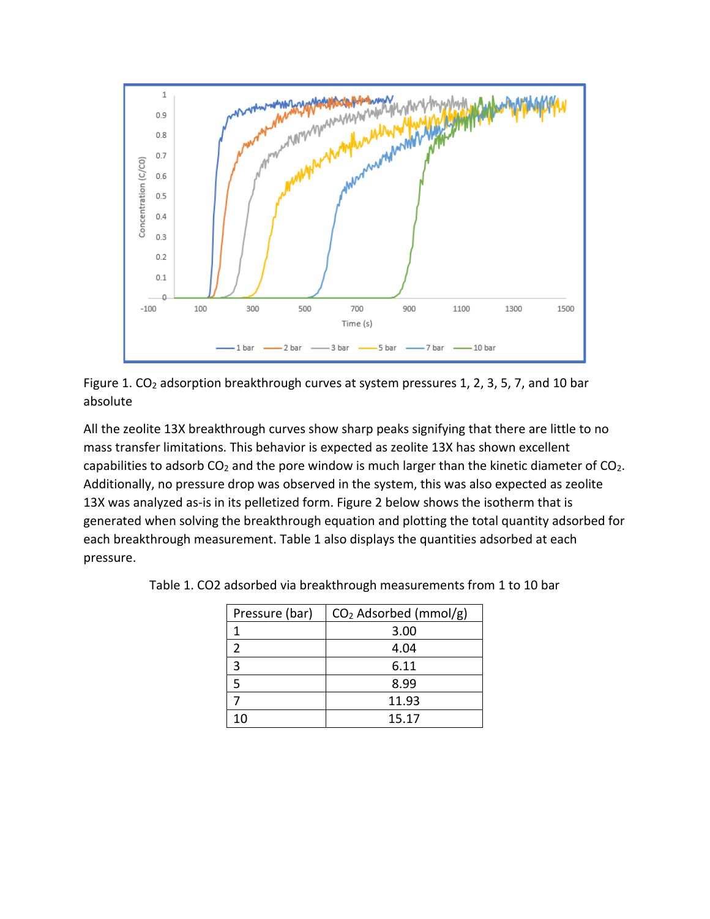1
0.9
0.8
0.7
0.6
0.5
0.4
0.3
0.2
0.1
0

Concentration (C/C0)

-100 100 300 500 700 900 1100 1300 1500

Time (s)

1 bar 2 bar 3 bar 5 bar 7 bar 10 bar

Figure 1. $CO_2$ adsorption breakthrough curves at system pressures 1, 2, 3, 5, 7, and 10 bar absolute

All the zeolite 13X breakthrough curves show sharp peaks signifying that there are little to no mass transfer limitations. This behavior is expected as zeolite 13X has shown excellent capabilities to adsorb $CO_2$ and the pore window is much larger than the kinetic diameter of $CO_2$. Additionally, no pressure drop was observed in the system, this was also expected as zeolite 13X was analyzed as-is in its pelletized form. Figure 2 below shows the isotherm that is generated when solving the breakthrough equation and plotting the total quantity adsorbed for each breakthrough measurement. Table 1 also displays the quantities adsorbed at each pressure.

Table 1. CO2 adsorbed via breakthrough measurements from 1 to 10 bar

| Pressure (bar) | $CO_2$ Adsorbed (mmol/g) |
|---|---|
| 1 | 3.00 |
| 2 | 4.04 |
| 3 | 6.11 |
| 5 | 8.99 |
| 7 | 11.93 |
| 10 | 15.17 |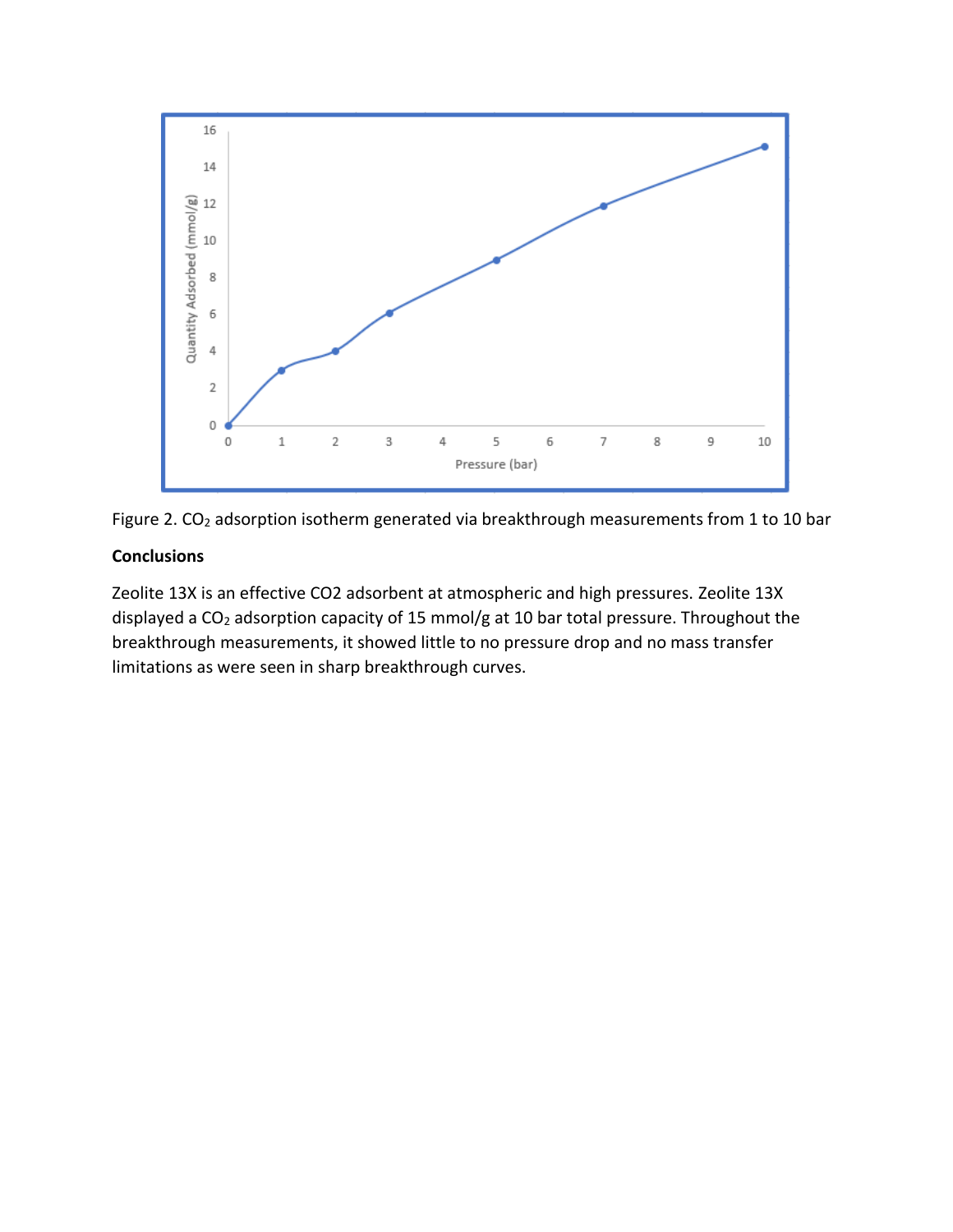16
14
12
10
8
6
4
2
0

Quantity Adsorbed (mmol/g)

0 1 2 3 4 5 6 7 8 9 10

Pressure (bar)

Figure 2. $CO_2$ adsorption isotherm generated via breakthrough measurements from 1 to 10 bar

**Conclusions**

Zeolite 13X is an effective CO2 adsorbent at atmospheric and high pressures. Zeolite 13X displayed a $CO_2$ adsorption capacity of 15 mmol/g at 10 bar total pressure. Throughout the breakthrough measurements, it showed little to no pressure drop and no mass transfer limitations as were seen in sharp breakthrough curves.